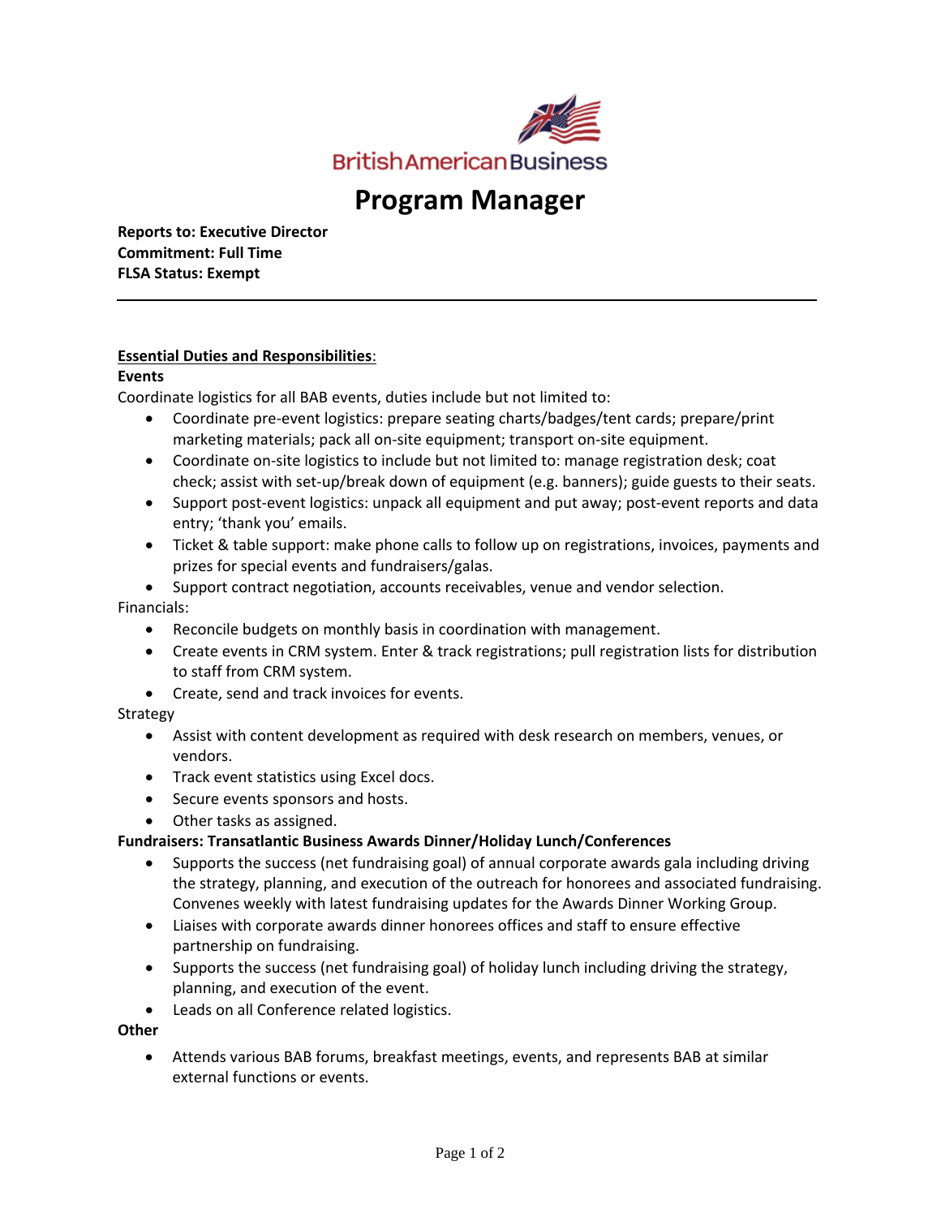BritishAmericanBusiness

# Program Manager

**Reports to: Executive Director**
**Commitment: Full Time**
**FLSA Status: Exempt**

---

**Essential Duties and Responsibilities**:

**Events**

Coordinate logistics for all BAB events, duties include but not limited to:

- Coordinate pre-event logistics: prepare seating charts/badges/tent cards; prepare/print marketing materials; pack all on-site equipment; transport on-site equipment.
- Coordinate on-site logistics to include but not limited to: manage registration desk; coat check; assist with set-up/break down of equipment (e.g. banners); guide guests to their seats.
- Support post-event logistics: unpack all equipment and put away; post-event reports and data entry; 'thank you' emails.
- Ticket & table support: make phone calls to follow up on registrations, invoices, payments and prizes for special events and fundraisers/galas.
- Support contract negotiation, accounts receivables, venue and vendor selection.

Financials:

- Reconcile budgets on monthly basis in coordination with management.
- Create events in CRM system. Enter & track registrations; pull registration lists for distribution to staff from CRM system.
- Create, send and track invoices for events.

Strategy

- Assist with content development as required with desk research on members, venues, or vendors.
- Track event statistics using Excel docs.
- Secure events sponsors and hosts.
- Other tasks as assigned.

**Fundraisers: Transatlantic Business Awards Dinner/Holiday Lunch/Conferences**

- Supports the success (net fundraising goal) of annual corporate awards gala including driving the strategy, planning, and execution of the outreach for honorees and associated fundraising. Convenes weekly with latest fundraising updates for the Awards Dinner Working Group.
- Liaises with corporate awards dinner honorees offices and staff to ensure effective partnership on fundraising.
- Supports the success (net fundraising goal) of holiday lunch including driving the strategy, planning, and execution of the event.
- Leads on all Conference related logistics.

**Other**

- Attends various BAB forums, breakfast meetings, events, and represents BAB at similar external functions or events.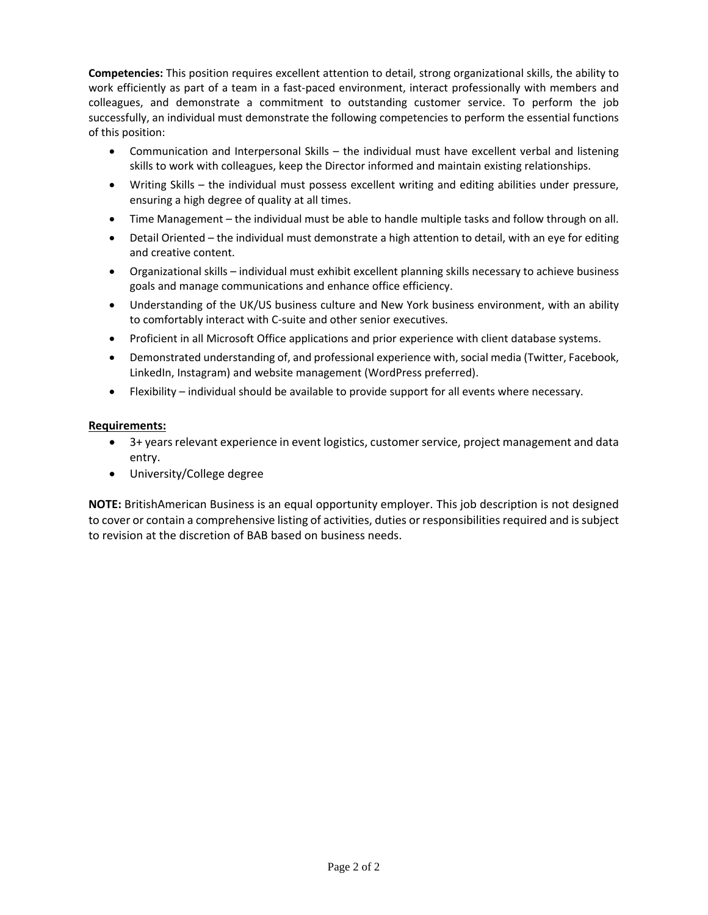**Competencies:** This position requires excellent attention to detail, strong organizational skills, the ability to work efficiently as part of a team in a fast-paced environment, interact professionally with members and colleagues, and demonstrate a commitment to outstanding customer service. To perform the job successfully, an individual must demonstrate the following competencies to perform the essential functions of this position:

- Communication and Interpersonal Skills – the individual must have excellent verbal and listening skills to work with colleagues, keep the Director informed and maintain existing relationships.
- Writing Skills – the individual must possess excellent writing and editing abilities under pressure, ensuring a high degree of quality at all times.
- Time Management – the individual must be able to handle multiple tasks and follow through on all.
- Detail Oriented – the individual must demonstrate a high attention to detail, with an eye for editing and creative content.
- Organizational skills – individual must exhibit excellent planning skills necessary to achieve business goals and manage communications and enhance office efficiency.
- Understanding of the UK/US business culture and New York business environment, with an ability to comfortably interact with C-suite and other senior executives.
- Proficient in all Microsoft Office applications and prior experience with client database systems.
- Demonstrated understanding of, and professional experience with, social media (Twitter, Facebook, LinkedIn, Instagram) and website management (WordPress preferred).
- Flexibility – individual should be available to provide support for all events where necessary.

**Requirements:**

- 3+ years relevant experience in event logistics, customer service, project management and data entry.
- University/College degree

**NOTE:** BritishAmerican Business is an equal opportunity employer. This job description is not designed to cover or contain a comprehensive listing of activities, duties or responsibilities required and is subject to revision at the discretion of BAB based on business needs.